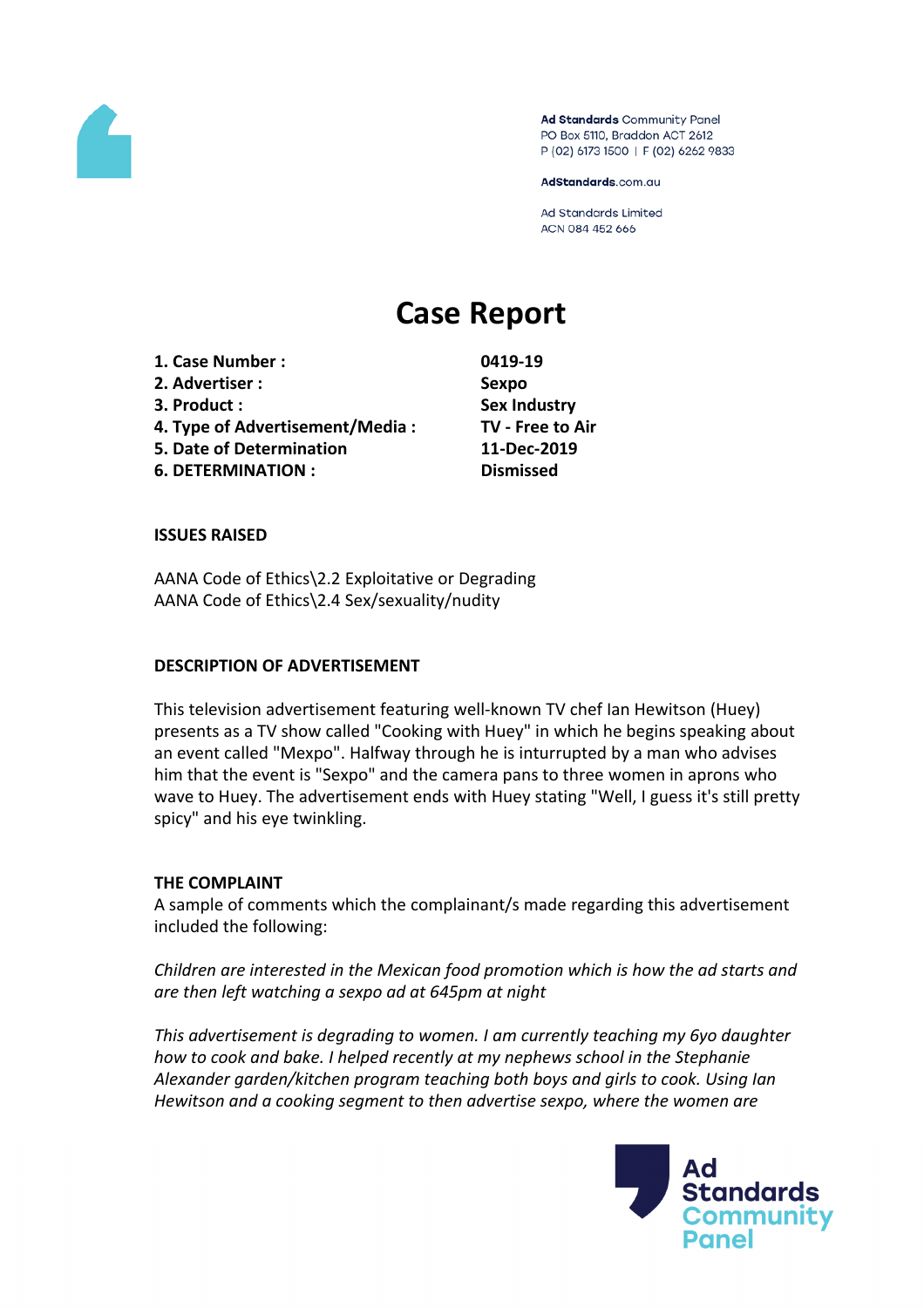Ad Standards Community Panel
PO Box 5110, Braddon ACT 2612
P (02) 6173 1500 | F (02) 6262 9833

AdStandards.com.au

Ad Standards Limited
ACN 084 452 666

# Case Report

| | |
|---|---|
| **1. Case Number :** | **0419-19** |
| **2. Advertiser :** | **Sexpo** |
| **3. Product :** | **Sex Industry** |
| **4. Type of Advertisement/Media :** | **TV - Free to Air** |
| **5. Date of Determination** | **11-Dec-2019** |
| **6. DETERMINATION :** | **Dismissed** |

**ISSUES RAISED**

AANA Code of Ethics\2.2 Exploitative or Degrading
AANA Code of Ethics\2.4 Sex/sexuality/nudity

**DESCRIPTION OF ADVERTISEMENT**

This television advertisement featuring well-known TV chef Ian Hewitson (Huey) presents as a TV show called "Cooking with Huey" in which he begins speaking about an event called "Mexpo". Halfway through he is inturrupted by a man who advises him that the event is "Sexpo" and the camera pans to three women in aprons who wave to Huey. The advertisement ends with Huey stating "Well, I guess it's still pretty spicy" and his eye twinkling.

**THE COMPLAINT**

A sample of comments which the complainant/s made regarding this advertisement included the following:

*Children are interested in the Mexican food promotion which is how the ad starts and are then left watching a sexpo ad at 645pm at night*

*This advertisement is degrading to women. I am currently teaching my 6yo daughter how to cook and bake. I helped recently at my nephews school in the Stephanie Alexander garden/kitchen program teaching both boys and girls to cook. Using Ian Hewitson and a cooking segment to then advertise sexpo, where the women are*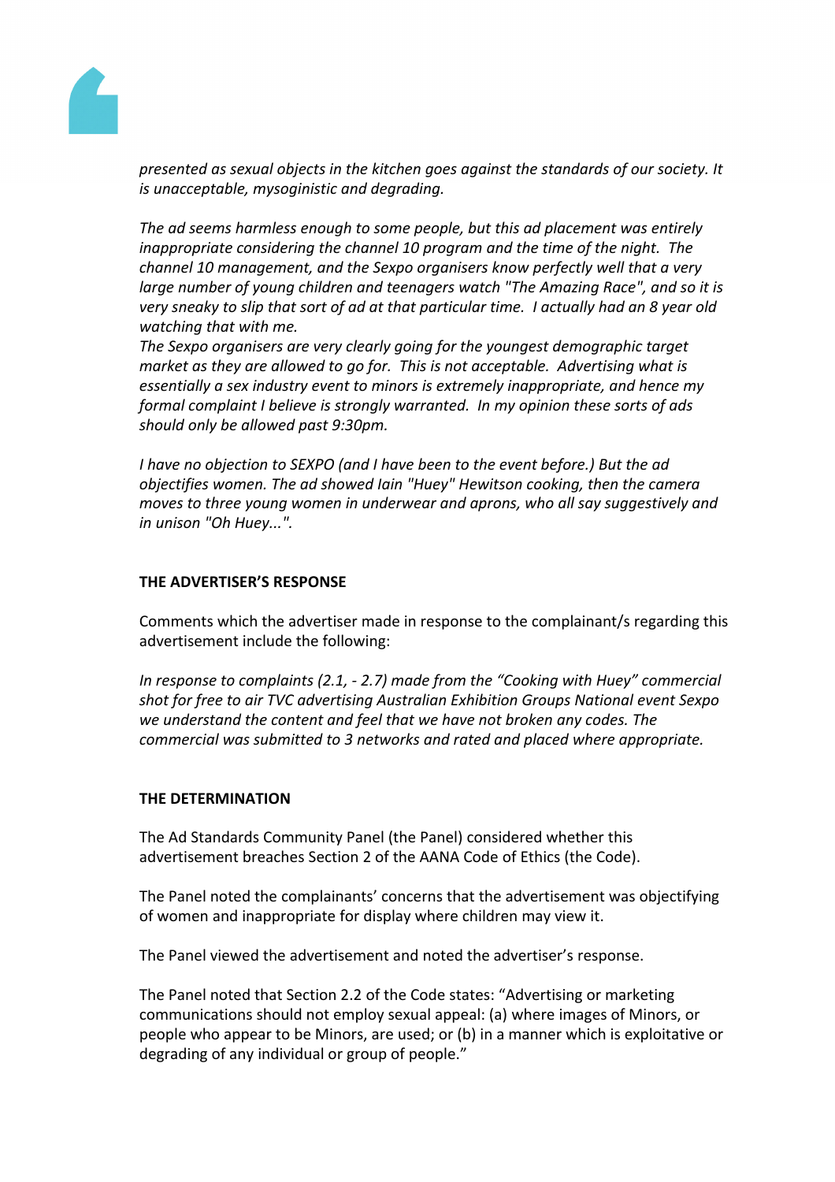*presented as sexual objects in the kitchen goes against the standards of our society. It is unacceptable, mysoginistic and degrading.*

*The ad seems harmless enough to some people, but this ad placement was entirely inappropriate considering the channel 10 program and the time of the night. The channel 10 management, and the Sexpo organisers know perfectly well that a very large number of young children and teenagers watch "The Amazing Race", and so it is very sneaky to slip that sort of ad at that particular time. I actually had an 8 year old watching that with me.*
*The Sexpo organisers are very clearly going for the youngest demographic target market as they are allowed to go for. This is not acceptable. Advertising what is essentially a sex industry event to minors is extremely inappropriate, and hence my formal complaint I believe is strongly warranted. In my opinion these sorts of ads should only be allowed past 9:30pm.*

*I have no objection to SEXPO (and I have been to the event before.) But the ad objectifies women. The ad showed Iain "Huey" Hewitson cooking, then the camera moves to three young women in underwear and aprons, who all say suggestively and in unison "Oh Huey...".*

**THE ADVERTISER'S RESPONSE**

Comments which the advertiser made in response to the complainant/s regarding this advertisement include the following:

*In response to complaints (2.1, - 2.7) made from the "Cooking with Huey" commercial shot for free to air TVC advertising Australian Exhibition Groups National event Sexpo we understand the content and feel that we have not broken any codes. The commercial was submitted to 3 networks and rated and placed where appropriate.*

**THE DETERMINATION**

The Ad Standards Community Panel (the Panel) considered whether this advertisement breaches Section 2 of the AANA Code of Ethics (the Code).

The Panel noted the complainants' concerns that the advertisement was objectifying of women and inappropriate for display where children may view it.

The Panel viewed the advertisement and noted the advertiser's response.

The Panel noted that Section 2.2 of the Code states: "Advertising or marketing communications should not employ sexual appeal: (a) where images of Minors, or people who appear to be Minors, are used; or (b) in a manner which is exploitative or degrading of any individual or group of people."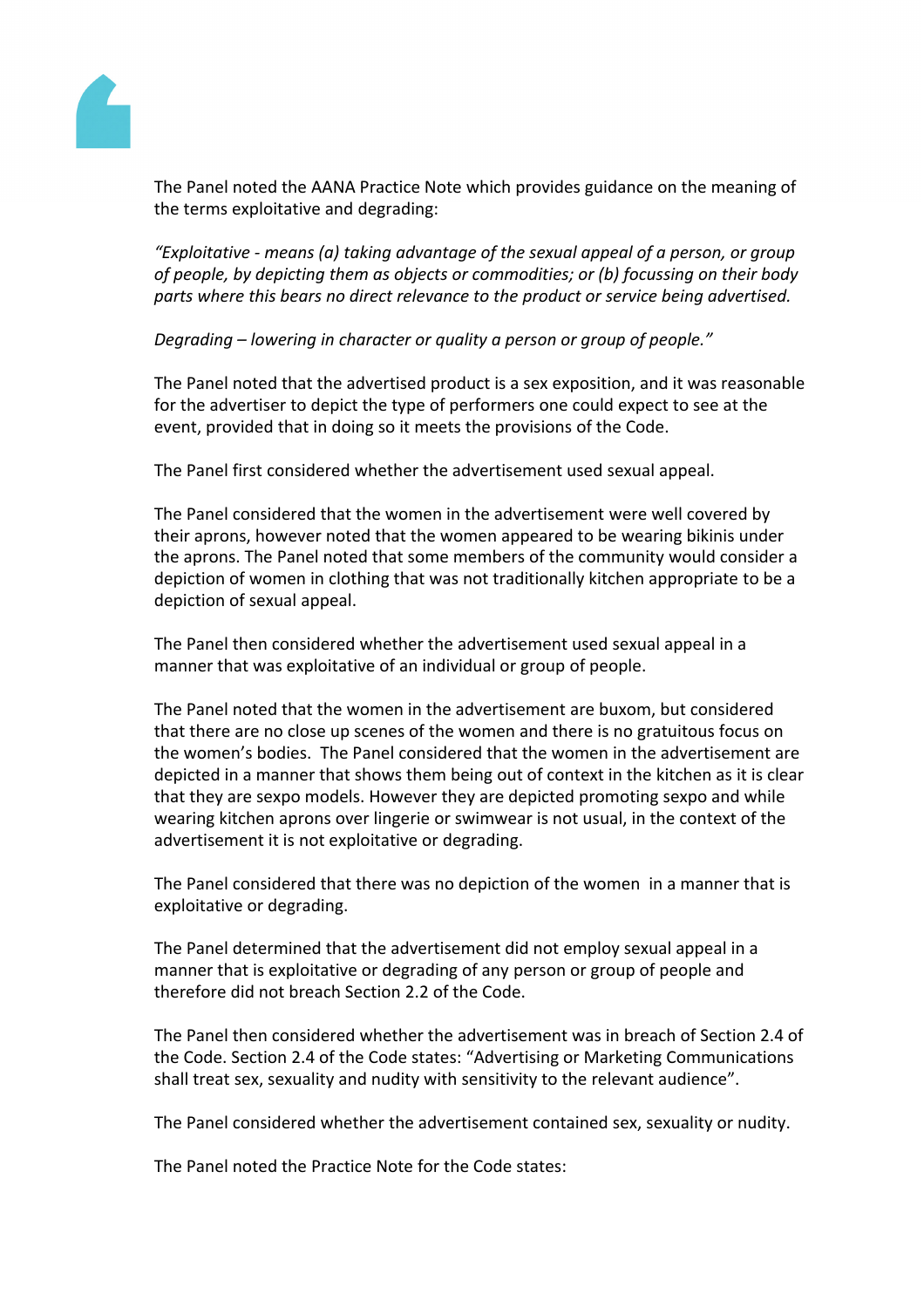The Panel noted the AANA Practice Note which provides guidance on the meaning of the terms exploitative and degrading:

*"Exploitative - means (a) taking advantage of the sexual appeal of a person, or group of people, by depicting them as objects or commodities; or (b) focussing on their body parts where this bears no direct relevance to the product or service being advertised.*

*Degrading – lowering in character or quality a person or group of people."*

The Panel noted that the advertised product is a sex exposition, and it was reasonable for the advertiser to depict the type of performers one could expect to see at the event, provided that in doing so it meets the provisions of the Code.

The Panel first considered whether the advertisement used sexual appeal.

The Panel considered that the women in the advertisement were well covered by their aprons, however noted that the women appeared to be wearing bikinis under the aprons. The Panel noted that some members of the community would consider a depiction of women in clothing that was not traditionally kitchen appropriate to be a depiction of sexual appeal.

The Panel then considered whether the advertisement used sexual appeal in a manner that was exploitative of an individual or group of people.

The Panel noted that the women in the advertisement are buxom, but considered that there are no close up scenes of the women and there is no gratuitous focus on the women's bodies. The Panel considered that the women in the advertisement are depicted in a manner that shows them being out of context in the kitchen as it is clear that they are sexpo models. However they are depicted promoting sexpo and while wearing kitchen aprons over lingerie or swimwear is not usual, in the context of the advertisement it is not exploitative or degrading.

The Panel considered that there was no depiction of the women in a manner that is exploitative or degrading.

The Panel determined that the advertisement did not employ sexual appeal in a manner that is exploitative or degrading of any person or group of people and therefore did not breach Section 2.2 of the Code.

The Panel then considered whether the advertisement was in breach of Section 2.4 of the Code. Section 2.4 of the Code states: "Advertising or Marketing Communications shall treat sex, sexuality and nudity with sensitivity to the relevant audience".

The Panel considered whether the advertisement contained sex, sexuality or nudity.

The Panel noted the Practice Note for the Code states: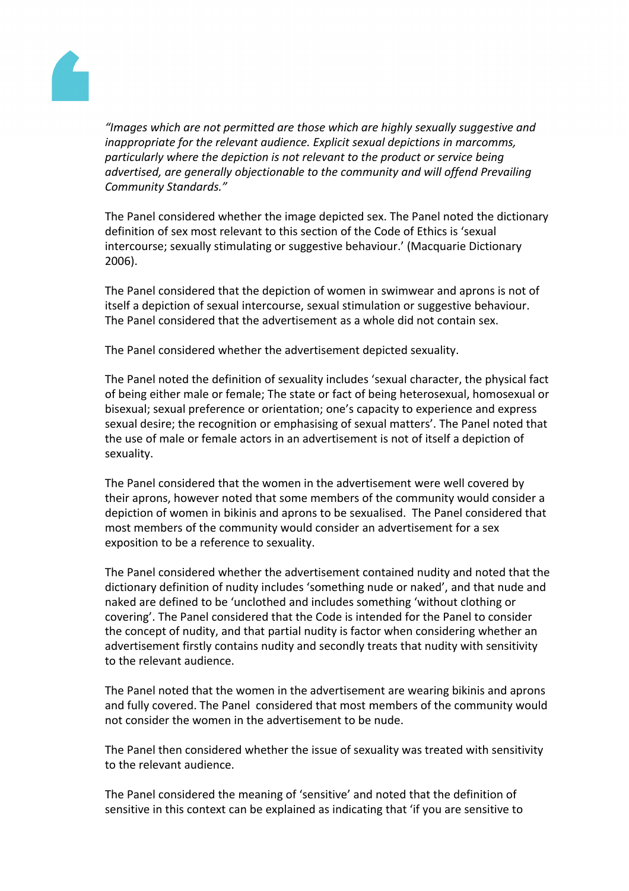*"Images which are not permitted are those which are highly sexually suggestive and inappropriate for the relevant audience. Explicit sexual depictions in marcomms, particularly where the depiction is not relevant to the product or service being advertised, are generally objectionable to the community and will offend Prevailing Community Standards."*

The Panel considered whether the image depicted sex. The Panel noted the dictionary definition of sex most relevant to this section of the Code of Ethics is 'sexual intercourse; sexually stimulating or suggestive behaviour.' (Macquarie Dictionary 2006).

The Panel considered that the depiction of women in swimwear and aprons is not of itself a depiction of sexual intercourse, sexual stimulation or suggestive behaviour. The Panel considered that the advertisement as a whole did not contain sex.

The Panel considered whether the advertisement depicted sexuality.

The Panel noted the definition of sexuality includes 'sexual character, the physical fact of being either male or female; The state or fact of being heterosexual, homosexual or bisexual; sexual preference or orientation; one's capacity to experience and express sexual desire; the recognition or emphasising of sexual matters'. The Panel noted that the use of male or female actors in an advertisement is not of itself a depiction of sexuality.

The Panel considered that the women in the advertisement were well covered by their aprons, however noted that some members of the community would consider a depiction of women in bikinis and aprons to be sexualised. The Panel considered that most members of the community would consider an advertisement for a sex exposition to be a reference to sexuality.

The Panel considered whether the advertisement contained nudity and noted that the dictionary definition of nudity includes 'something nude or naked', and that nude and naked are defined to be 'unclothed and includes something 'without clothing or covering'. The Panel considered that the Code is intended for the Panel to consider the concept of nudity, and that partial nudity is factor when considering whether an advertisement firstly contains nudity and secondly treats that nudity with sensitivity to the relevant audience.

The Panel noted that the women in the advertisement are wearing bikinis and aprons and fully covered. The Panel considered that most members of the community would not consider the women in the advertisement to be nude.

The Panel then considered whether the issue of sexuality was treated with sensitivity to the relevant audience.

The Panel considered the meaning of 'sensitive' and noted that the definition of sensitive in this context can be explained as indicating that 'if you are sensitive to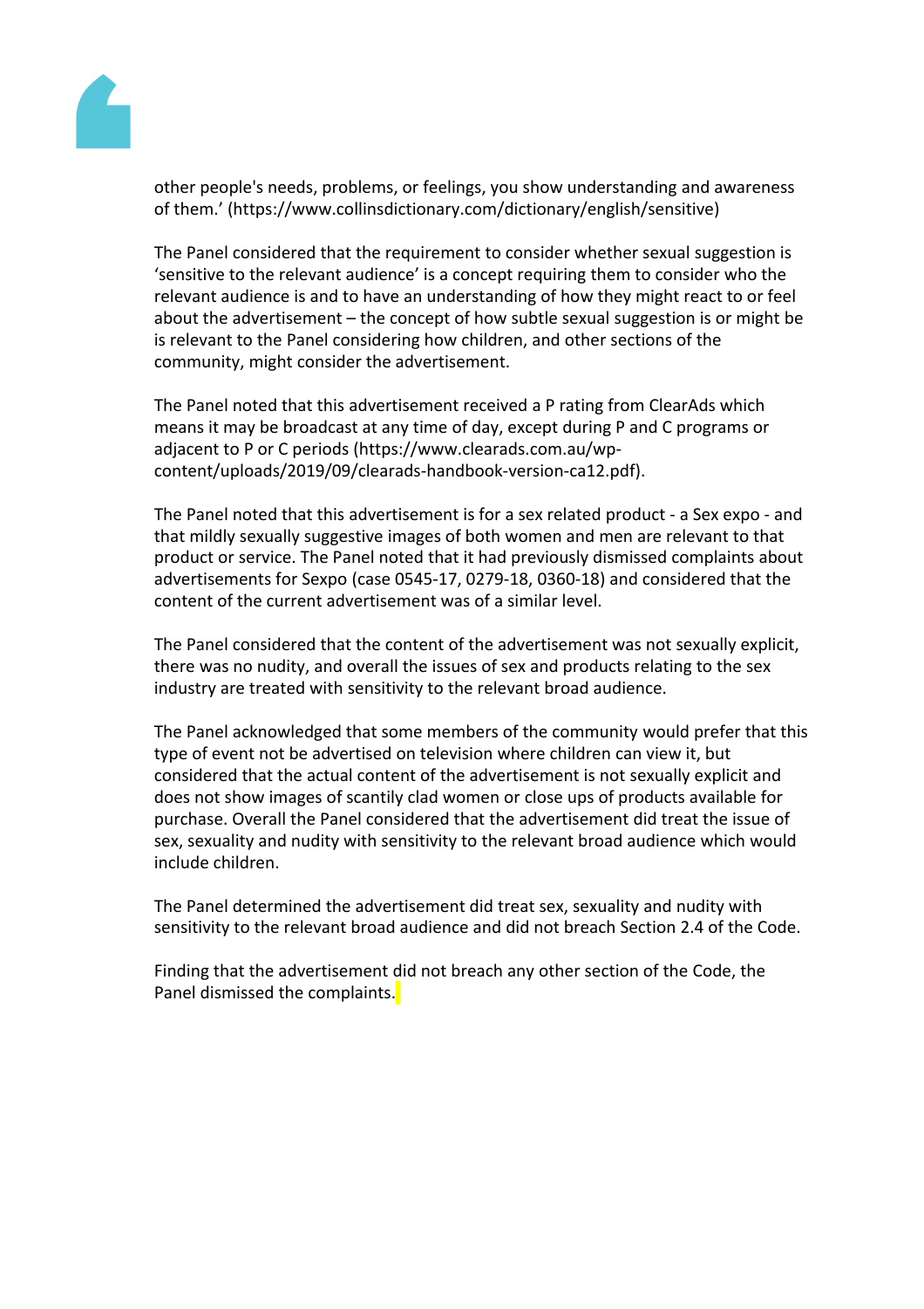other people's needs, problems, or feelings, you show understanding and awareness of them.' (https://www.collinsdictionary.com/dictionary/english/sensitive)

The Panel considered that the requirement to consider whether sexual suggestion is 'sensitive to the relevant audience' is a concept requiring them to consider who the relevant audience is and to have an understanding of how they might react to or feel about the advertisement – the concept of how subtle sexual suggestion is or might be is relevant to the Panel considering how children, and other sections of the community, might consider the advertisement.

The Panel noted that this advertisement received a P rating from ClearAds which means it may be broadcast at any time of day, except during P and C programs or adjacent to P or C periods (https://www.clearads.com.au/wp-content/uploads/2019/09/clearads-handbook-version-ca12.pdf).

The Panel noted that this advertisement is for a sex related product - a Sex expo - and that mildly sexually suggestive images of both women and men are relevant to that product or service. The Panel noted that it had previously dismissed complaints about advertisements for Sexpo (case 0545-17, 0279-18, 0360-18) and considered that the content of the current advertisement was of a similar level.

The Panel considered that the content of the advertisement was not sexually explicit, there was no nudity, and overall the issues of sex and products relating to the sex industry are treated with sensitivity to the relevant broad audience.

The Panel acknowledged that some members of the community would prefer that this type of event not be advertised on television where children can view it, but considered that the actual content of the advertisement is not sexually explicit and does not show images of scantily clad women or close ups of products available for purchase. Overall the Panel considered that the advertisement did treat the issue of sex, sexuality and nudity with sensitivity to the relevant broad audience which would include children.

The Panel determined the advertisement did treat sex, sexuality and nudity with sensitivity to the relevant broad audience and did not breach Section 2.4 of the Code.

Finding that the advertisement did not breach any other section of the Code, the Panel dismissed the complaints.